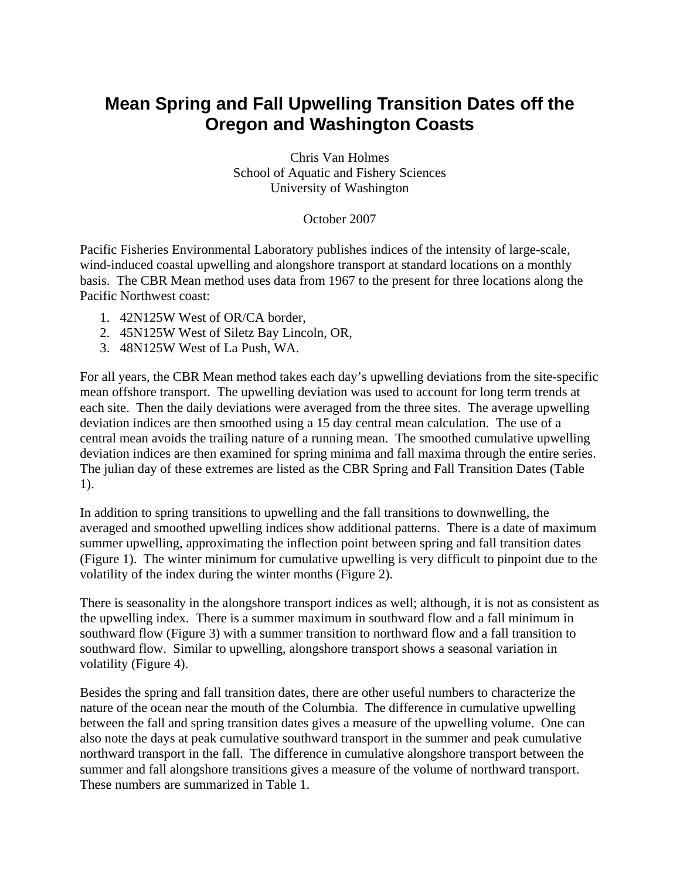# Mean Spring and Fall Upwelling Transition Dates off the Oregon and Washington Coasts

Chris Van Holmes
School of Aquatic and Fishery Sciences
University of Washington

October 2007

Pacific Fisheries Environmental Laboratory publishes indices of the intensity of large-scale, wind-induced coastal upwelling and alongshore transport at standard locations on a monthly basis. The CBR Mean method uses data from 1967 to the present for three locations along the Pacific Northwest coast:

1. 42N125W West of OR/CA border,
2. 45N125W West of Siletz Bay Lincoln, OR,
3. 48N125W West of La Push, WA.

For all years, the CBR Mean method takes each day's upwelling deviations from the site-specific mean offshore transport. The upwelling deviation was used to account for long term trends at each site. Then the daily deviations were averaged from the three sites. The average upwelling deviation indices are then smoothed using a 15 day central mean calculation. The use of a central mean avoids the trailing nature of a running mean. The smoothed cumulative upwelling deviation indices are then examined for spring minima and fall maxima through the entire series. The julian day of these extremes are listed as the CBR Spring and Fall Transition Dates (Table 1).

In addition to spring transitions to upwelling and the fall transitions to downwelling, the averaged and smoothed upwelling indices show additional patterns. There is a date of maximum summer upwelling, approximating the inflection point between spring and fall transition dates (Figure 1). The winter minimum for cumulative upwelling is very difficult to pinpoint due to the volatility of the index during the winter months (Figure 2).

There is seasonality in the alongshore transport indices as well; although, it is not as consistent as the upwelling index. There is a summer maximum in southward flow and a fall minimum in southward flow (Figure 3) with a summer transition to northward flow and a fall transition to southward flow. Similar to upwelling, alongshore transport shows a seasonal variation in volatility (Figure 4).

Besides the spring and fall transition dates, there are other useful numbers to characterize the nature of the ocean near the mouth of the Columbia. The difference in cumulative upwelling between the fall and spring transition dates gives a measure of the upwelling volume. One can also note the days at peak cumulative southward transport in the summer and peak cumulative northward transport in the fall. The difference in cumulative alongshore transport between the summer and fall alongshore transitions gives a measure of the volume of northward transport. These numbers are summarized in Table 1.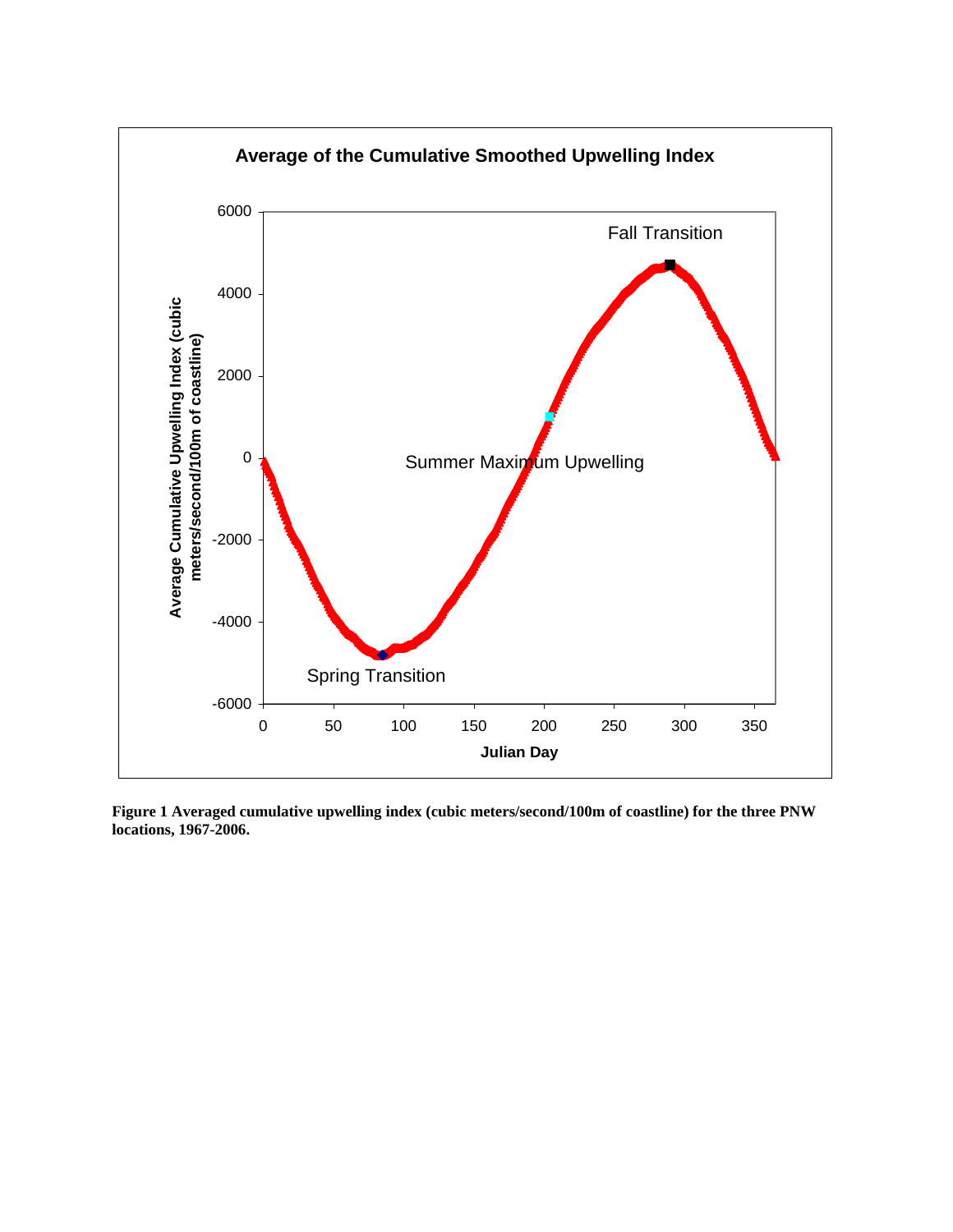**Figure 1 Averaged cumulative upwelling index (cubic meters/second/100m of coastline) for the three PNW locations, 1967-2006.**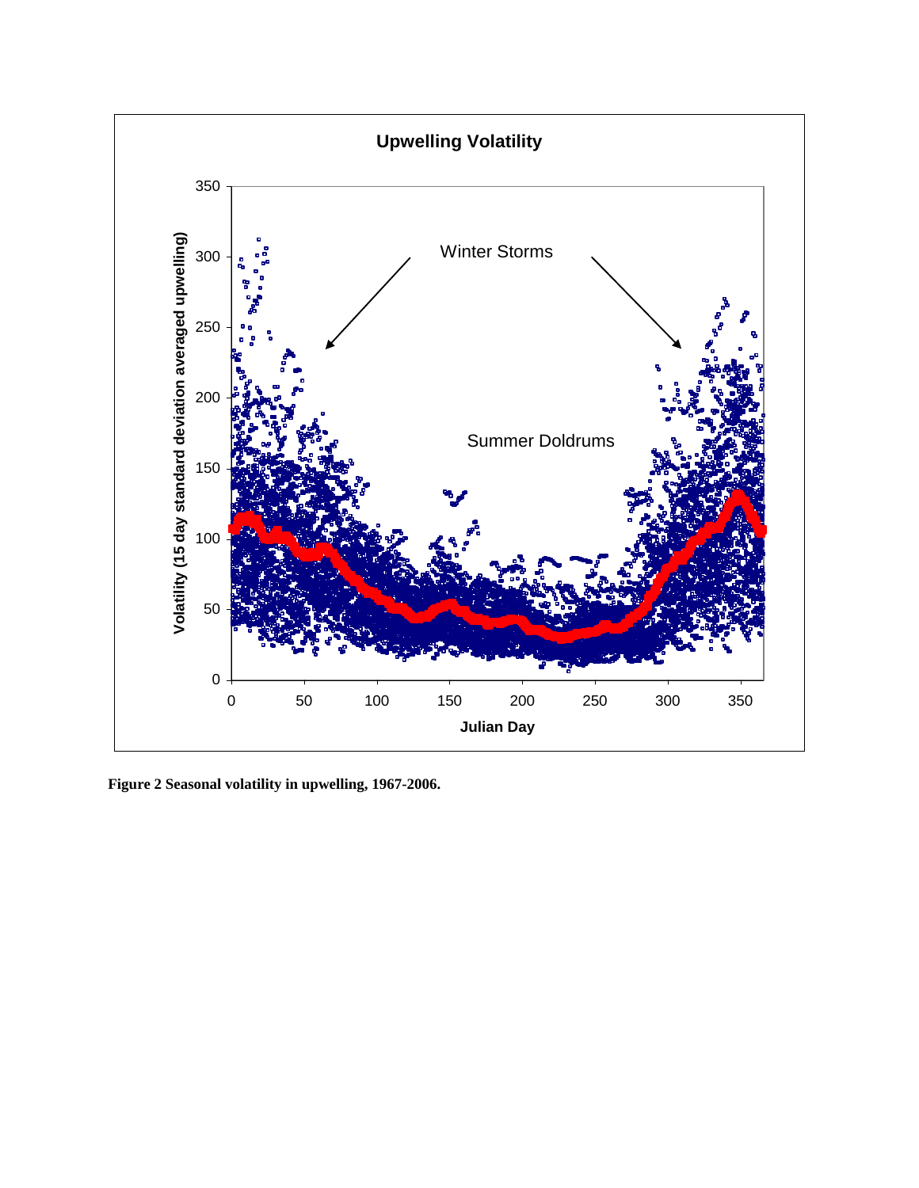**Figure 2 Seasonal volatility in upwelling, 1967-2006.**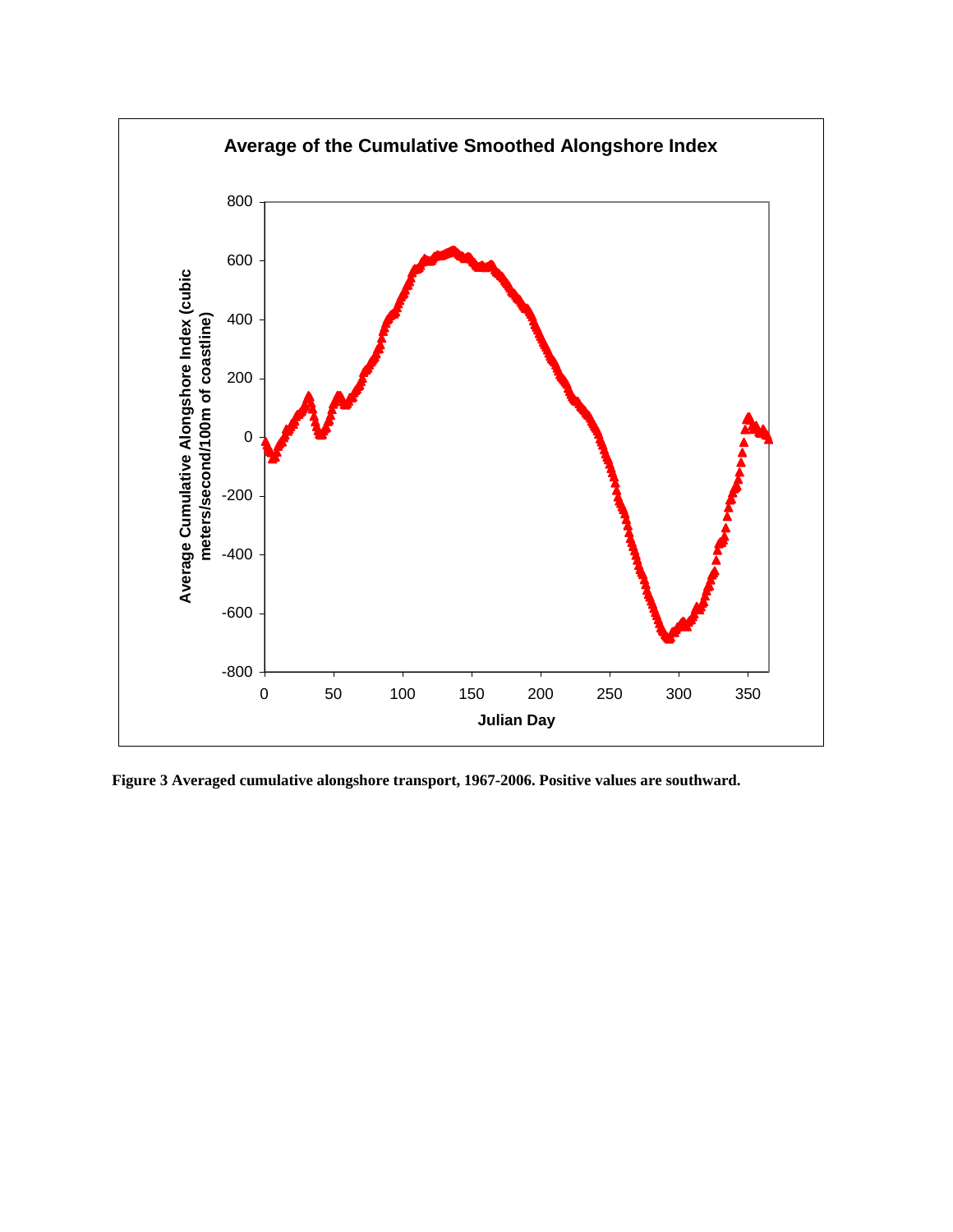**Figure 3 Averaged cumulative alongshore transport, 1967-2006. Positive values are southward.**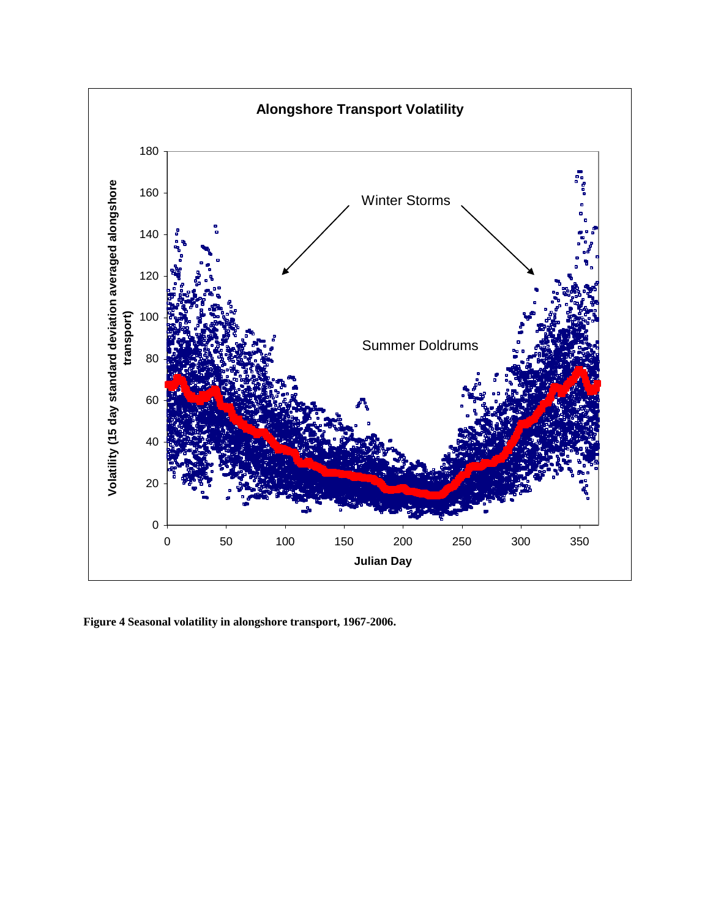**Figure 4 Seasonal volatility in alongshore transport, 1967-2006.**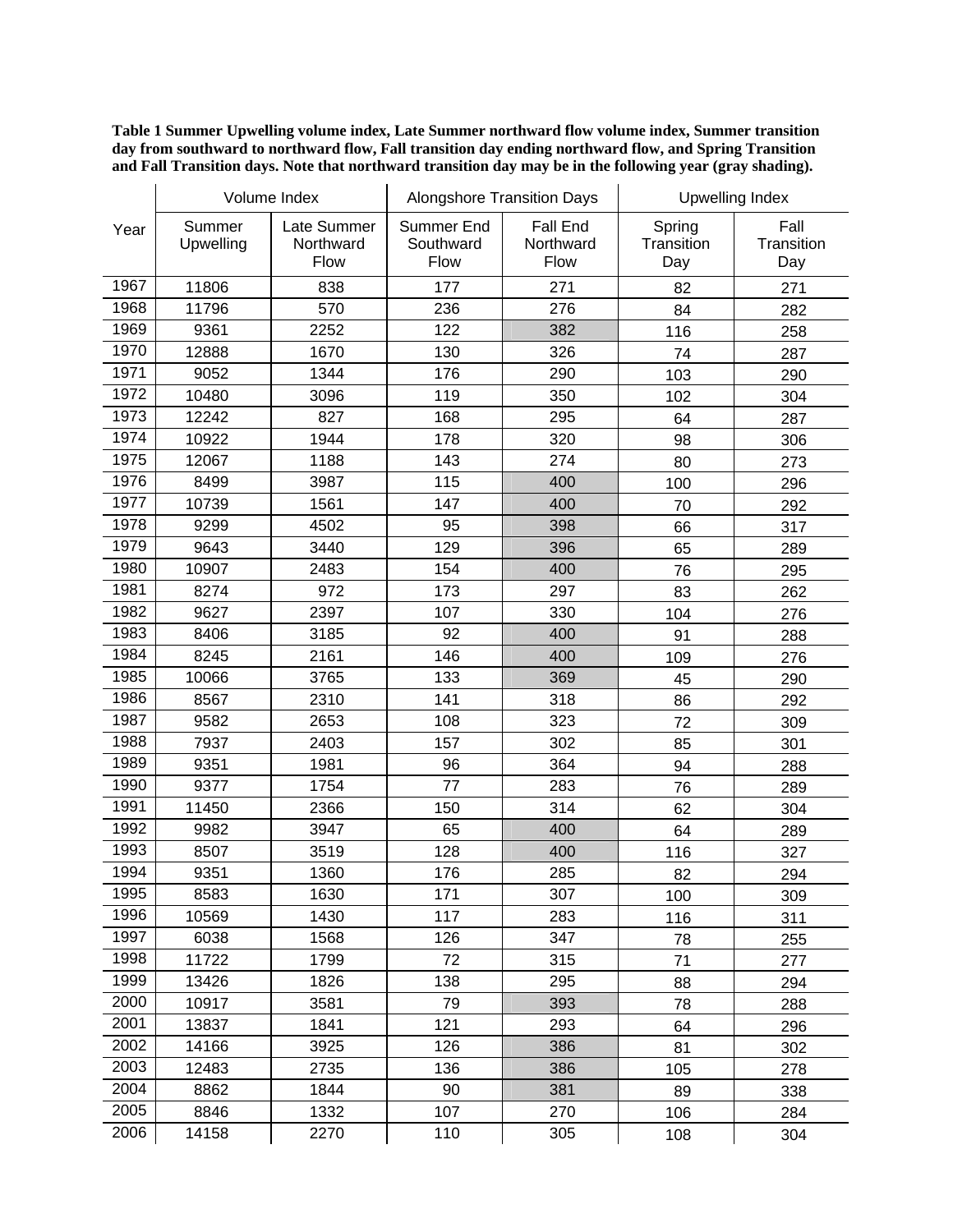**Table 1 Summer Upwelling volume index, Late Summer northward flow volume index, Summer transition day from southward to northward flow, Fall transition day ending northward flow, and Spring Transition and Fall Transition days. Note that northward transition day may be in the following year (gray shading).**

| Year | Volume Index | | Alongshore Transition Days | | Upwelling Index | |
|---|---|---|---|---|---|---|
| | Summer Upwelling | Late Summer Northward Flow | Summer End Southward Flow | Fall End Northward Flow | Spring Transition Day | Fall Transition Day |
| 1967 | 11806 | 838 | 177 | 271 | 82 | 271 |
| 1968 | 11796 | 570 | 236 | 276 | 84 | 282 |
| 1969 | 9361 | 2252 | 122 | 382 | 116 | 258 |
| 1970 | 12888 | 1670 | 130 | 326 | 74 | 287 |
| 1971 | 9052 | 1344 | 176 | 290 | 103 | 290 |
| 1972 | 10480 | 3096 | 119 | 350 | 102 | 304 |
| 1973 | 12242 | 827 | 168 | 295 | 64 | 287 |
| 1974 | 10922 | 1944 | 178 | 320 | 98 | 306 |
| 1975 | 12067 | 1188 | 143 | 274 | 80 | 273 |
| 1976 | 8499 | 3987 | 115 | 400 | 100 | 296 |
| 1977 | 10739 | 1561 | 147 | 400 | 70 | 292 |
| 1978 | 9299 | 4502 | 95 | 398 | 66 | 317 |
| 1979 | 9643 | 3440 | 129 | 396 | 65 | 289 |
| 1980 | 10907 | 2483 | 154 | 400 | 76 | 295 |
| 1981 | 8274 | 972 | 173 | 297 | 83 | 262 |
| 1982 | 9627 | 2397 | 107 | 330 | 104 | 276 |
| 1983 | 8406 | 3185 | 92 | 400 | 91 | 288 |
| 1984 | 8245 | 2161 | 146 | 400 | 109 | 276 |
| 1985 | 10066 | 3765 | 133 | 369 | 45 | 290 |
| 1986 | 8567 | 2310 | 141 | 318 | 86 | 292 |
| 1987 | 9582 | 2653 | 108 | 323 | 72 | 309 |
| 1988 | 7937 | 2403 | 157 | 302 | 85 | 301 |
| 1989 | 9351 | 1981 | 96 | 364 | 94 | 288 |
| 1990 | 9377 | 1754 | 77 | 283 | 76 | 289 |
| 1991 | 11450 | 2366 | 150 | 314 | 62 | 304 |
| 1992 | 9982 | 3947 | 65 | 400 | 64 | 289 |
| 1993 | 8507 | 3519 | 128 | 400 | 116 | 327 |
| 1994 | 9351 | 1360 | 176 | 285 | 82 | 294 |
| 1995 | 8583 | 1630 | 171 | 307 | 100 | 309 |
| 1996 | 10569 | 1430 | 117 | 283 | 116 | 311 |
| 1997 | 6038 | 1568 | 126 | 347 | 78 | 255 |
| 1998 | 11722 | 1799 | 72 | 315 | 71 | 277 |
| 1999 | 13426 | 1826 | 138 | 295 | 88 | 294 |
| 2000 | 10917 | 3581 | 79 | 393 | 78 | 288 |
| 2001 | 13837 | 1841 | 121 | 293 | 64 | 296 |
| 2002 | 14166 | 3925 | 126 | 386 | 81 | 302 |
| 2003 | 12483 | 2735 | 136 | 386 | 105 | 278 |
| 2004 | 8862 | 1844 | 90 | 381 | 89 | 338 |
| 2005 | 8846 | 1332 | 107 | 270 | 106 | 284 |
| 2006 | 14158 | 2270 | 110 | 305 | 108 | 304 |